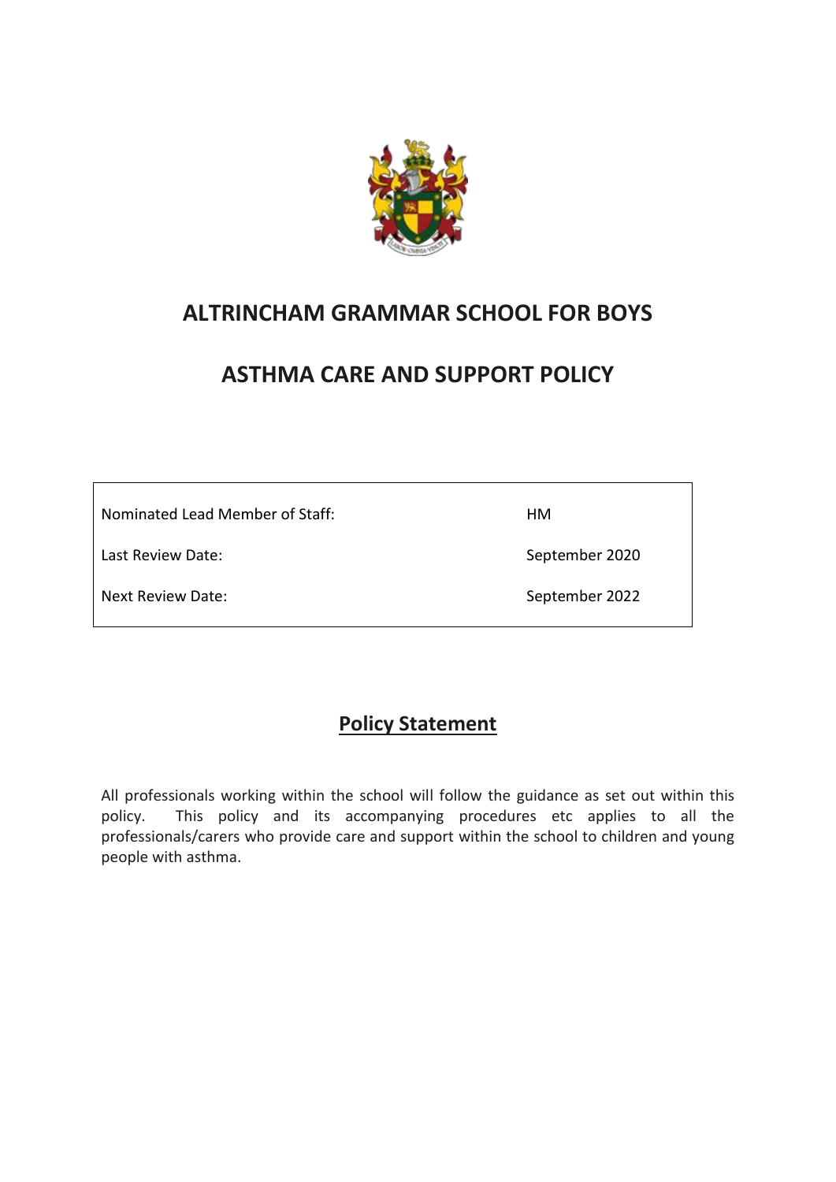# ALTRINCHAM GRAMMAR SCHOOL FOR BOYS

# ASTHMA CARE AND SUPPORT POLICY

| Nominated Lead Member of Staff: | HM |
| --- | --- |
| Last Review Date: | September 2020 |
| Next Review Date: | September 2022 |

## Policy Statement

All professionals working within the school will follow the guidance as set out within this policy. This policy and its accompanying procedures etc applies to all the professionals/carers who provide care and support within the school to children and young people with asthma.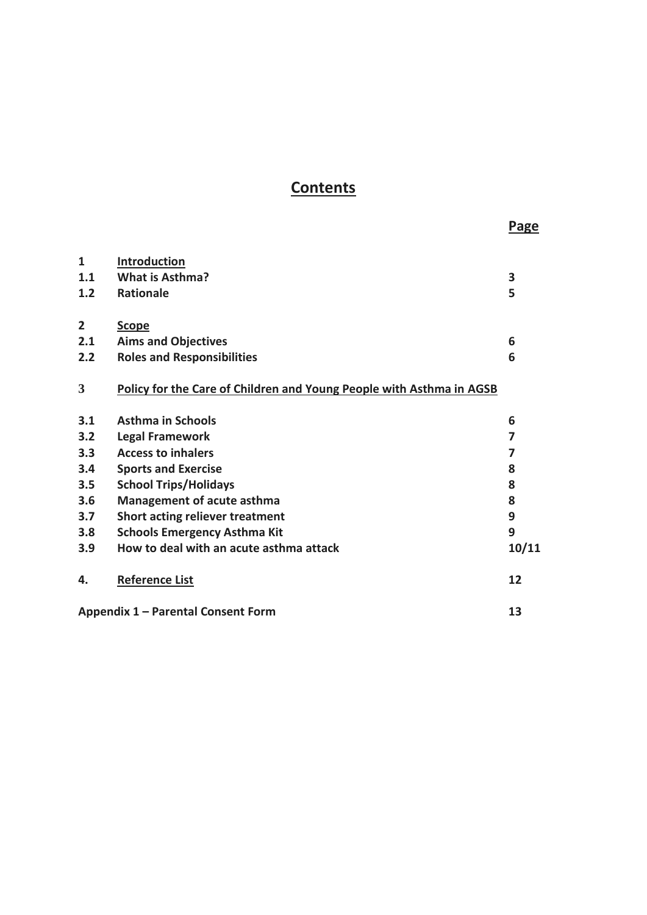# Contents

| | | Page |
|---|---|---|
| **1** | **Introduction** | |
| **1.1** | **What is Asthma?** | **3** |
| **1.2** | **Rationale** | **5** |
| | | |
| **2** | **Scope** | |
| **2.1** | **Aims and Objectives** | **6** |
| **2.2** | **Roles and Responsibilities** | **6** |
| | | |
| **3** | **Policy for the Care of Children and Young People with Asthma in AGSB** | |
| | | |
| **3.1** | **Asthma in Schools** | **6** |
| **3.2** | **Legal Framework** | **7** |
| **3.3** | **Access to inhalers** | **7** |
| **3.4** | **Sports and Exercise** | **8** |
| **3.5** | **School Trips/Holidays** | **8** |
| **3.6** | **Management of acute asthma** | **8** |
| **3.7** | **Short acting reliever treatment** | **9** |
| **3.8** | **Schools Emergency Asthma Kit** | **9** |
| **3.9** | **How to deal with an acute asthma attack** | **10/11** |
| | | |
| **4.** | **Reference List** | **12** |
| | | |
| **Appendix 1 – Parental Consent Form** | | **13** |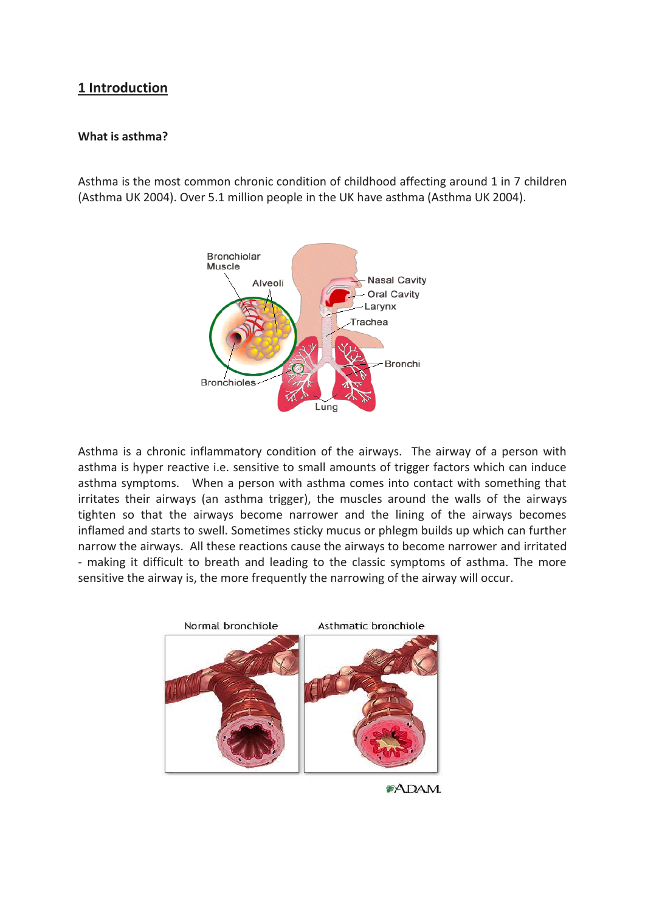# 1 Introduction

**What is asthma?**

Asthma is the most common chronic condition of childhood affecting around 1 in 7 children (Asthma UK 2004). Over 5.1 million people in the UK have asthma (Asthma UK 2004).

Asthma is a chronic inflammatory condition of the airways. The airway of a person with asthma is hyper reactive i.e. sensitive to small amounts of trigger factors which can induce asthma symptoms. When a person with asthma comes into contact with something that irritates their airways (an asthma trigger), the muscles around the walls of the airways tighten so that the airways become narrower and the lining of the airways becomes inflamed and starts to swell. Sometimes sticky mucus or phlegm builds up which can further narrow the airways. All these reactions cause the airways to become narrower and irritated - making it difficult to breath and leading to the classic symptoms of asthma. The more sensitive the airway is, the more frequently the narrowing of the airway will occur.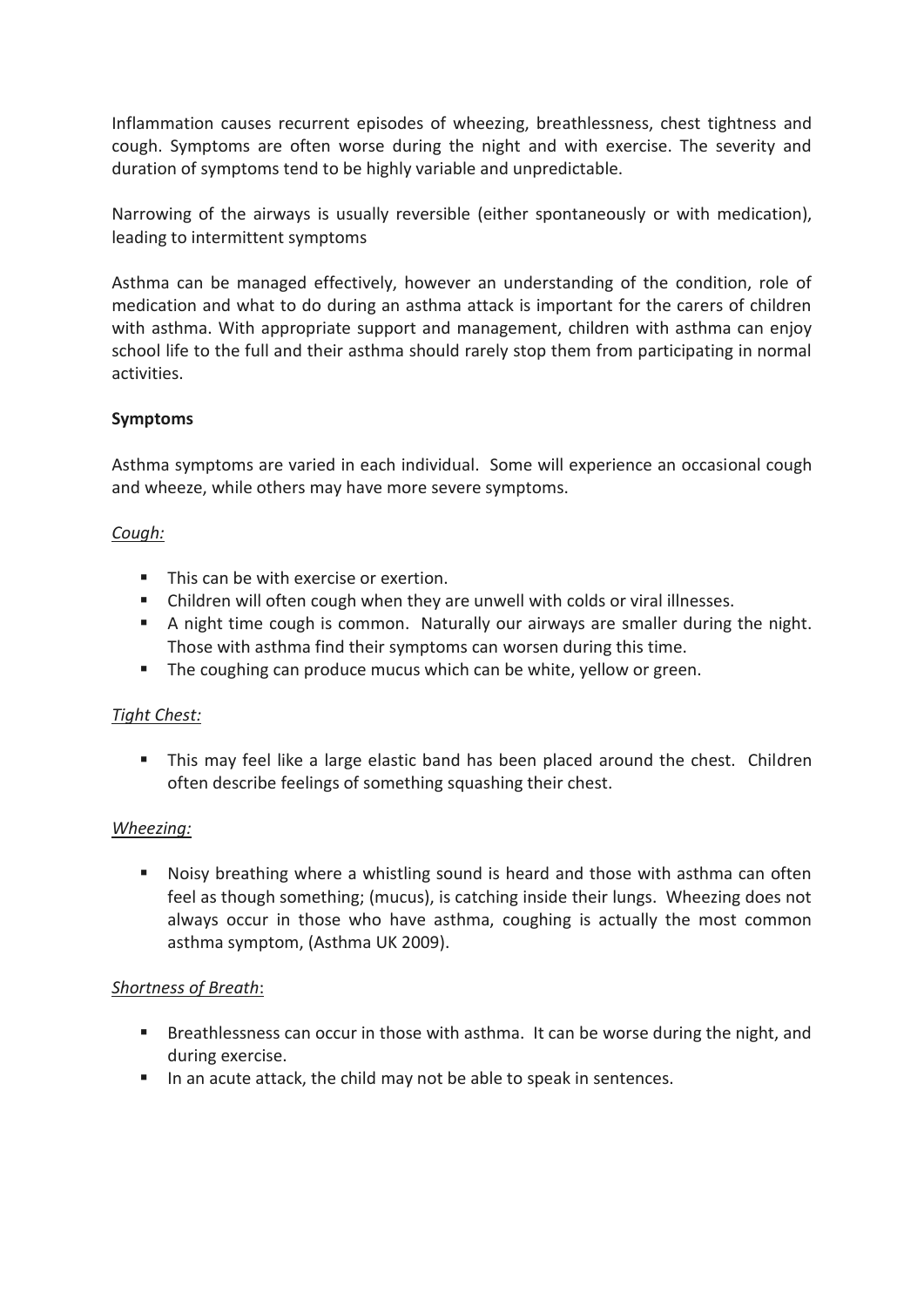Inflammation causes recurrent episodes of wheezing, breathlessness, chest tightness and cough. Symptoms are often worse during the night and with exercise. The severity and duration of symptoms tend to be highly variable and unpredictable.

Narrowing of the airways is usually reversible (either spontaneously or with medication), leading to intermittent symptoms

Asthma can be managed effectively, however an understanding of the condition, role of medication and what to do during an asthma attack is important for the carers of children with asthma. With appropriate support and management, children with asthma can enjoy school life to the full and their asthma should rarely stop them from participating in normal activities.

**Symptoms**

Asthma symptoms are varied in each individual. Some will experience an occasional cough and wheeze, while others may have more severe symptoms.

*Cough:*

- This can be with exercise or exertion.
- Children will often cough when they are unwell with colds or viral illnesses.
- A night time cough is common. Naturally our airways are smaller during the night. Those with asthma find their symptoms can worsen during this time.
- The coughing can produce mucus which can be white, yellow or green.

*Tight Chest:*

- This may feel like a large elastic band has been placed around the chest. Children often describe feelings of something squashing their chest.

*Wheezing:*

- Noisy breathing where a whistling sound is heard and those with asthma can often feel as though something; (mucus), is catching inside their lungs. Wheezing does not always occur in those who have asthma, coughing is actually the most common asthma symptom, (Asthma UK 2009).

*Shortness of Breath*:

- Breathlessness can occur in those with asthma. It can be worse during the night, and during exercise.
- In an acute attack, the child may not be able to speak in sentences.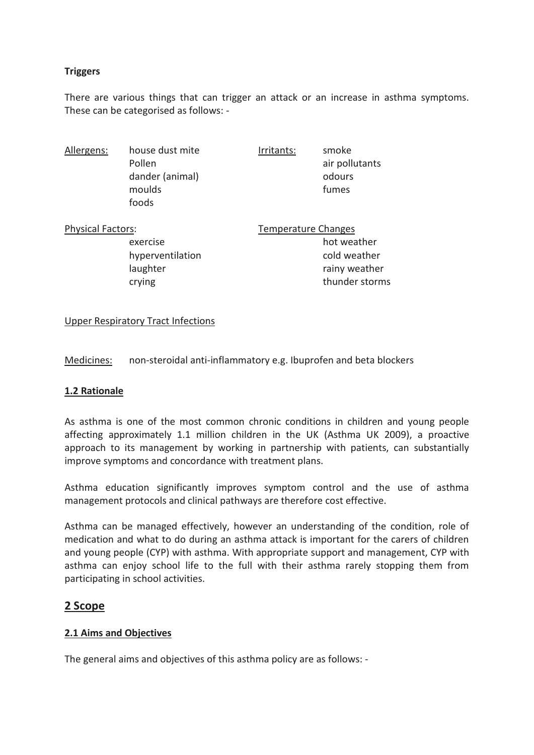**Triggers**

There are various things that can trigger an attack or an increase in asthma symptoms. These can be categorised as follows: -

Allergens:
- house dust mite
- Pollen
- dander (animal)
- moulds
- foods

Irritants:
- smoke
- air pollutants
- odours
- fumes

Physical Factors:
- exercise
- hyperventilation
- laughter
- crying

Temperature Changes
- hot weather
- cold weather
- rainy weather
- thunder storms

Upper Respiratory Tract Infections

Medicines: non-steroidal anti-inflammatory e.g. Ibuprofen and beta blockers

### 1.2 Rationale

As asthma is one of the most common chronic conditions in children and young people affecting approximately 1.1 million children in the UK (Asthma UK 2009), a proactive approach to its management by working in partnership with patients, can substantially improve symptoms and concordance with treatment plans.

Asthma education significantly improves symptom control and the use of asthma management protocols and clinical pathways are therefore cost effective.

Asthma can be managed effectively, however an understanding of the condition, role of medication and what to do during an asthma attack is important for the carers of children and young people (CYP) with asthma. With appropriate support and management, CYP with asthma can enjoy school life to the full with their asthma rarely stopping them from participating in school activities.

## 2 Scope

### 2.1 Aims and Objectives

The general aims and objectives of this asthma policy are as follows: -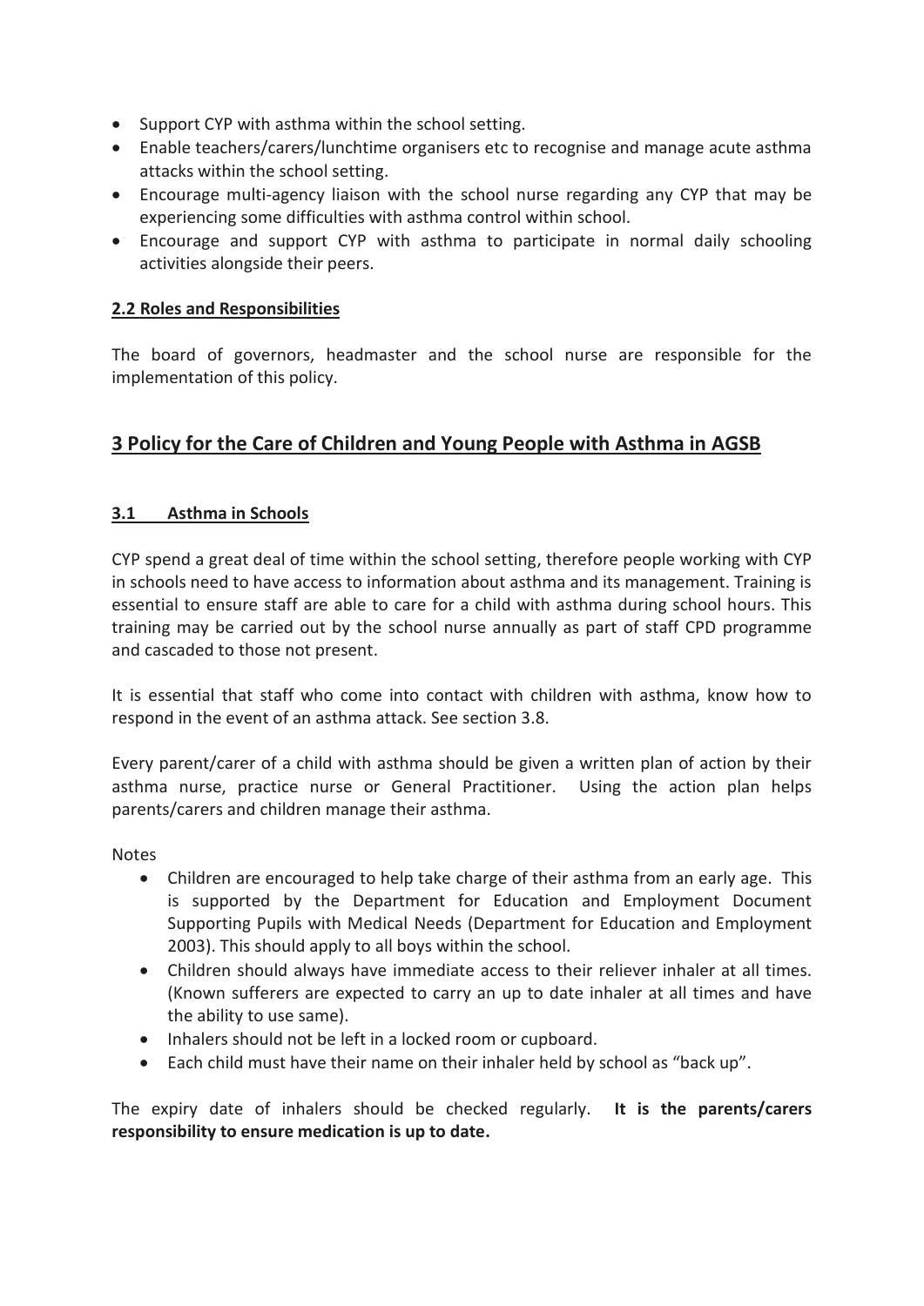- Support CYP with asthma within the school setting.
- Enable teachers/carers/lunchtime organisers etc to recognise and manage acute asthma attacks within the school setting.
- Encourage multi-agency liaison with the school nurse regarding any CYP that may be experiencing some difficulties with asthma control within school.
- Encourage and support CYP with asthma to participate in normal daily schooling activities alongside their peers.

### 2.2 Roles and Responsibilities

The board of governors, headmaster and the school nurse are responsible for the implementation of this policy.

## 3 Policy for the Care of Children and Young People with Asthma in AGSB

### 3.1 Asthma in Schools

CYP spend a great deal of time within the school setting, therefore people working with CYP in schools need to have access to information about asthma and its management. Training is essential to ensure staff are able to care for a child with asthma during school hours. This training may be carried out by the school nurse annually as part of staff CPD programme and cascaded to those not present.

It is essential that staff who come into contact with children with asthma, know how to respond in the event of an asthma attack. See section 3.8.

Every parent/carer of a child with asthma should be given a written plan of action by their asthma nurse, practice nurse or General Practitioner. Using the action plan helps parents/carers and children manage their asthma.

Notes

- Children are encouraged to help take charge of their asthma from an early age. This is supported by the Department for Education and Employment Document Supporting Pupils with Medical Needs (Department for Education and Employment 2003). This should apply to all boys within the school.
- Children should always have immediate access to their reliever inhaler at all times. (Known sufferers are expected to carry an up to date inhaler at all times and have the ability to use same).
- Inhalers should not be left in a locked room or cupboard.
- Each child must have their name on their inhaler held by school as "back up".

The expiry date of inhalers should be checked regularly. **It is the parents/carers responsibility to ensure medication is up to date.**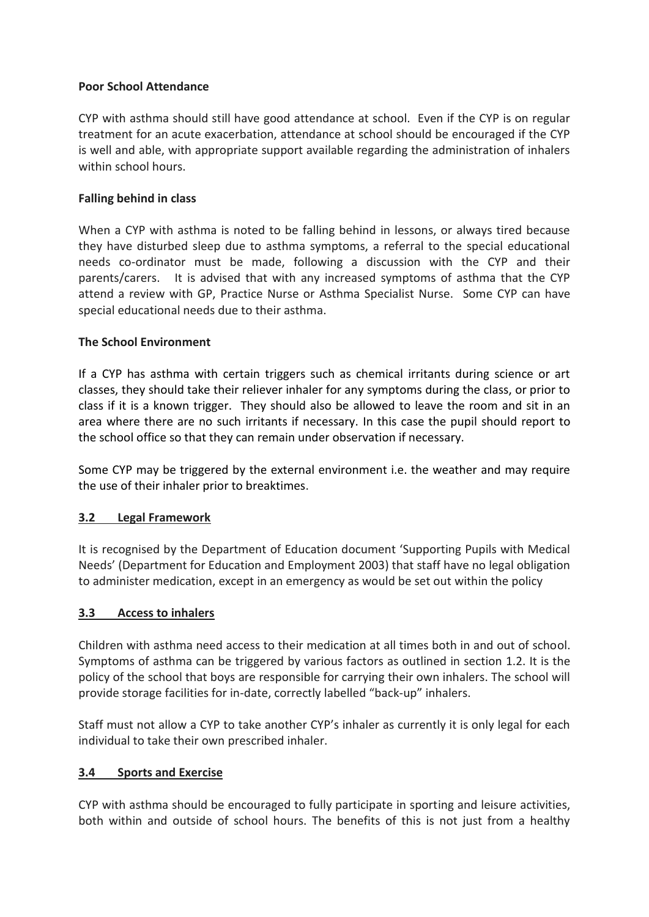**Poor School Attendance**

CYP with asthma should still have good attendance at school. Even if the CYP is on regular treatment for an acute exacerbation, attendance at school should be encouraged if the CYP is well and able, with appropriate support available regarding the administration of inhalers within school hours.

**Falling behind in class**

When a CYP with asthma is noted to be falling behind in lessons, or always tired because they have disturbed sleep due to asthma symptoms, a referral to the special educational needs co-ordinator must be made, following a discussion with the CYP and their parents/carers. It is advised that with any increased symptoms of asthma that the CYP attend a review with GP, Practice Nurse or Asthma Specialist Nurse. Some CYP can have special educational needs due to their asthma.

**The School Environment**

If a CYP has asthma with certain triggers such as chemical irritants during science or art classes, they should take their reliever inhaler for any symptoms during the class, or prior to class if it is a known trigger. They should also be allowed to leave the room and sit in an area where there are no such irritants if necessary. In this case the pupil should report to the school office so that they can remain under observation if necessary.

Some CYP may be triggered by the external environment i.e. the weather and may require the use of their inhaler prior to breaktimes.

## 3.2 Legal Framework

It is recognised by the Department of Education document 'Supporting Pupils with Medical Needs' (Department for Education and Employment 2003) that staff have no legal obligation to administer medication, except in an emergency as would be set out within the policy

## 3.3 Access to inhalers

Children with asthma need access to their medication at all times both in and out of school. Symptoms of asthma can be triggered by various factors as outlined in section 1.2. It is the policy of the school that boys are responsible for carrying their own inhalers. The school will provide storage facilities for in-date, correctly labelled "back-up" inhalers.

Staff must not allow a CYP to take another CYP's inhaler as currently it is only legal for each individual to take their own prescribed inhaler.

## 3.4 Sports and Exercise

CYP with asthma should be encouraged to fully participate in sporting and leisure activities, both within and outside of school hours. The benefits of this is not just from a healthy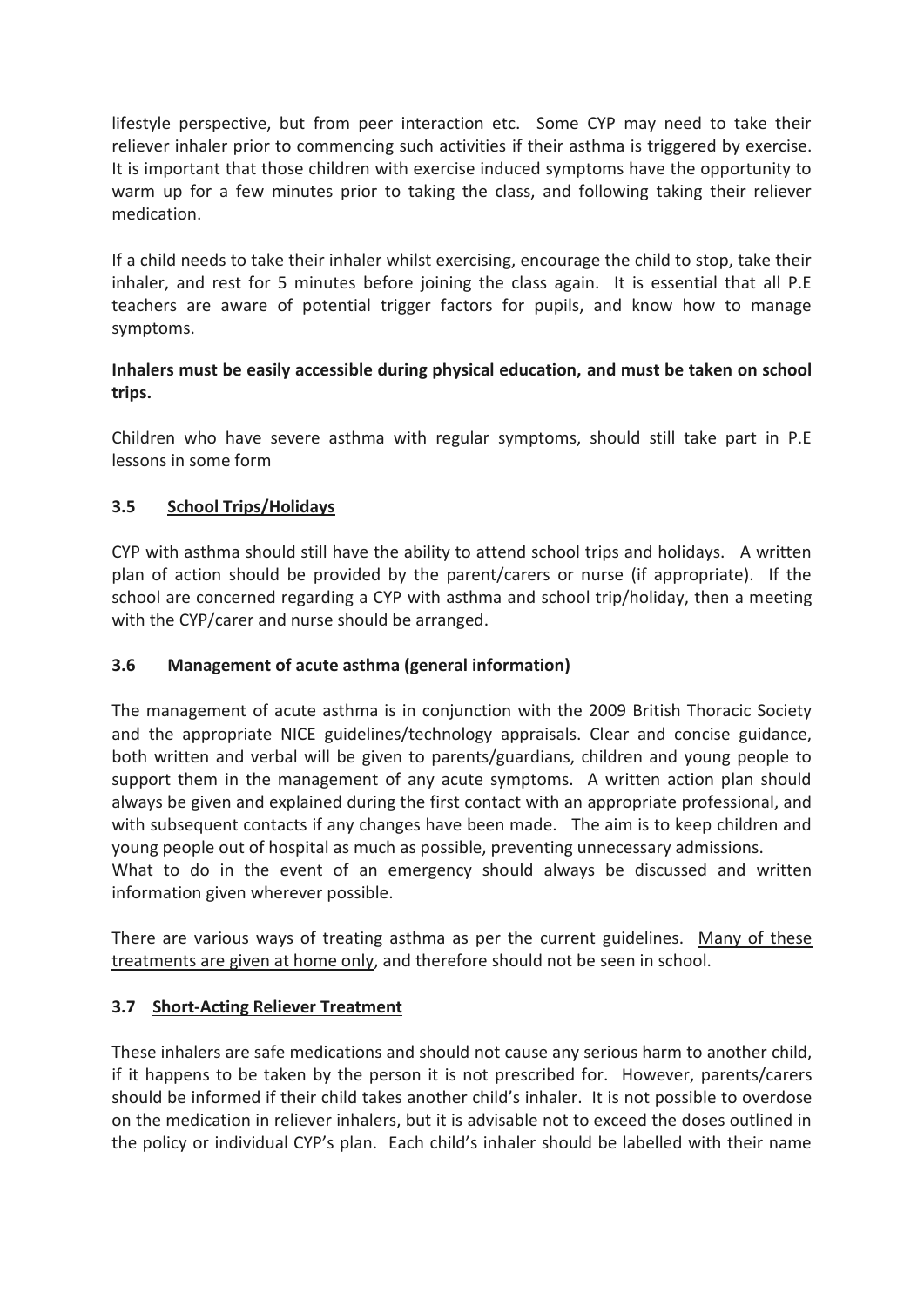lifestyle perspective, but from peer interaction etc. Some CYP may need to take their reliever inhaler prior to commencing such activities if their asthma is triggered by exercise. It is important that those children with exercise induced symptoms have the opportunity to warm up for a few minutes prior to taking the class, and following taking their reliever medication.

If a child needs to take their inhaler whilst exercising, encourage the child to stop, take their inhaler, and rest for 5 minutes before joining the class again. It is essential that all P.E teachers are aware of potential trigger factors for pupils, and know how to manage symptoms.

**Inhalers must be easily accessible during physical education, and must be taken on school trips.**

Children who have severe asthma with regular symptoms, should still take part in P.E lessons in some form

### 3.5 School Trips/Holidays

CYP with asthma should still have the ability to attend school trips and holidays. A written plan of action should be provided by the parent/carers or nurse (if appropriate). If the school are concerned regarding a CYP with asthma and school trip/holiday, then a meeting with the CYP/carer and nurse should be arranged.

### 3.6 Management of acute asthma (general information)

The management of acute asthma is in conjunction with the 2009 British Thoracic Society and the appropriate NICE guidelines/technology appraisals. Clear and concise guidance, both written and verbal will be given to parents/guardians, children and young people to support them in the management of any acute symptoms. A written action plan should always be given and explained during the first contact with an appropriate professional, and with subsequent contacts if any changes have been made. The aim is to keep children and young people out of hospital as much as possible, preventing unnecessary admissions.
What to do in the event of an emergency should always be discussed and written information given wherever possible.

There are various ways of treating asthma as per the current guidelines. Many of these treatments are given at home only, and therefore should not be seen in school.

### 3.7 Short-Acting Reliever Treatment

These inhalers are safe medications and should not cause any serious harm to another child, if it happens to be taken by the person it is not prescribed for. However, parents/carers should be informed if their child takes another child's inhaler. It is not possible to overdose on the medication in reliever inhalers, but it is advisable not to exceed the doses outlined in the policy or individual CYP's plan. Each child's inhaler should be labelled with their name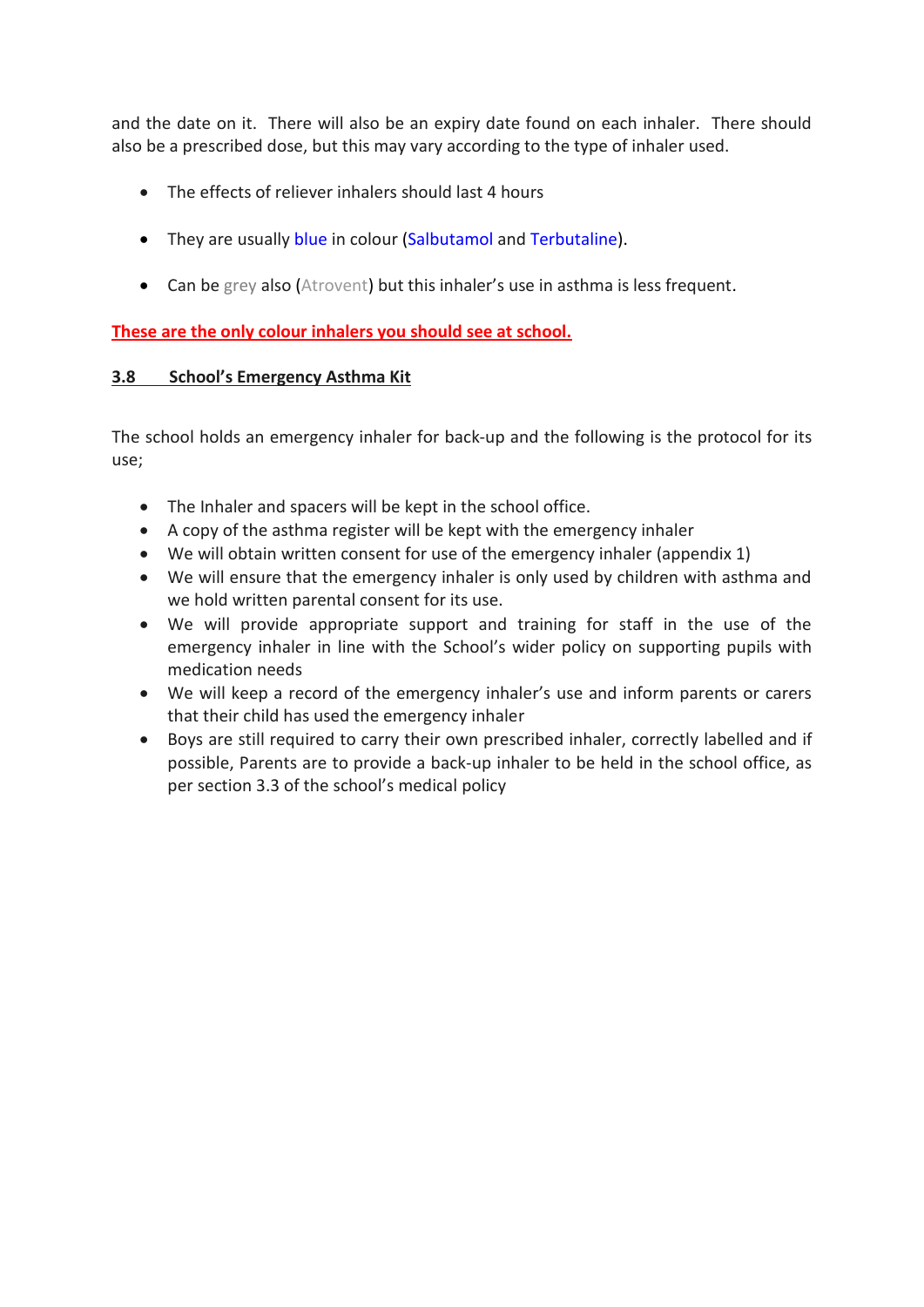and the date on it. There will also be an expiry date found on each inhaler. There should also be a prescribed dose, but this may vary according to the type of inhaler used.

- The effects of reliever inhalers should last 4 hours
- They are usually blue in colour (Salbutamol and Terbutaline).
- Can be grey also (Atrovent) but this inhaler's use in asthma is less frequent.

**These are the only colour inhalers you should see at school.**

### 3.8 School's Emergency Asthma Kit

The school holds an emergency inhaler for back-up and the following is the protocol for its use;

- The Inhaler and spacers will be kept in the school office.
- A copy of the asthma register will be kept with the emergency inhaler
- We will obtain written consent for use of the emergency inhaler (appendix 1)
- We will ensure that the emergency inhaler is only used by children with asthma and we hold written parental consent for its use.
- We will provide appropriate support and training for staff in the use of the emergency inhaler in line with the School's wider policy on supporting pupils with medication needs
- We will keep a record of the emergency inhaler's use and inform parents or carers that their child has used the emergency inhaler
- Boys are still required to carry their own prescribed inhaler, correctly labelled and if possible, Parents are to provide a back-up inhaler to be held in the school office, as per section 3.3 of the school's medical policy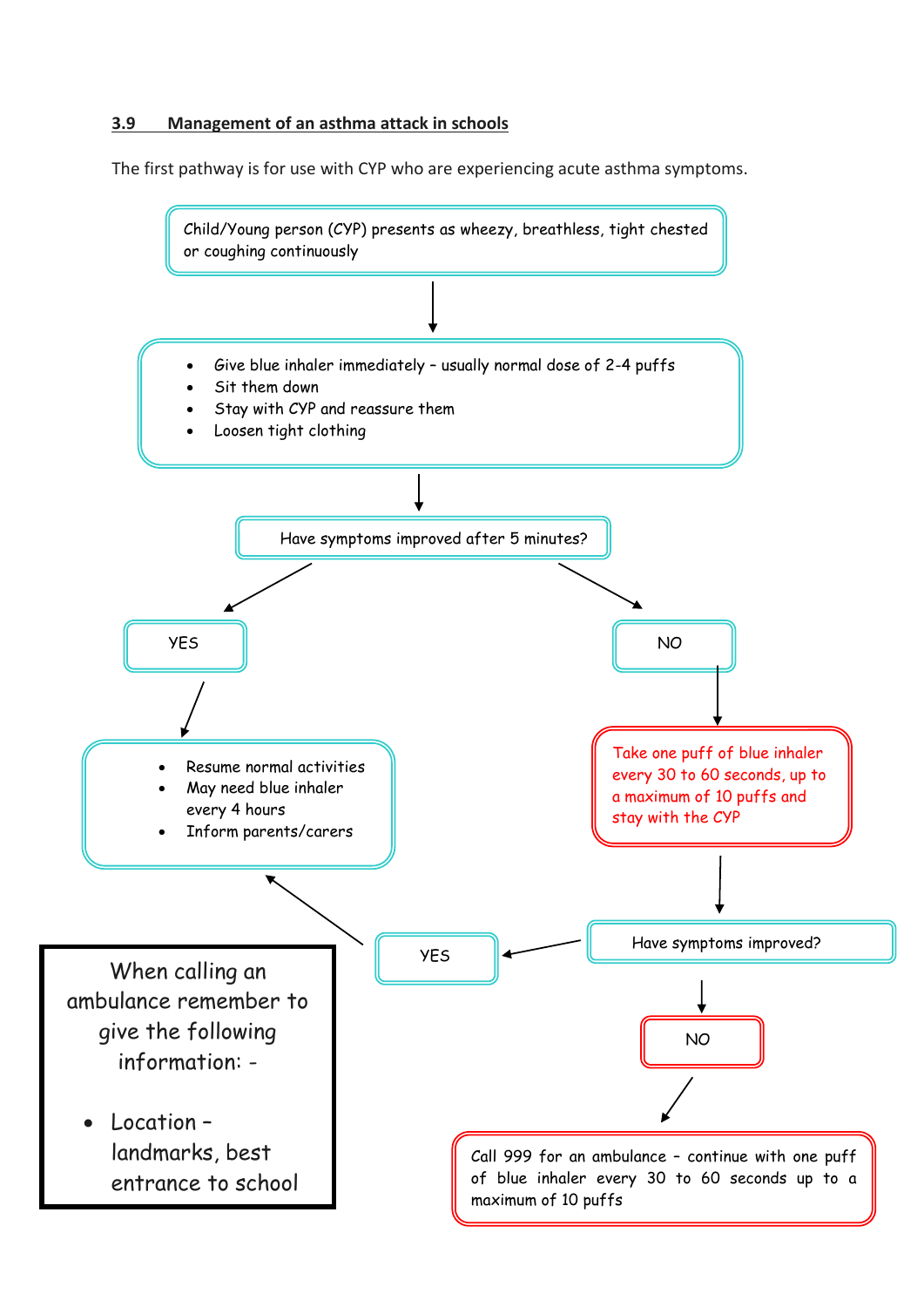### 3.9 Management of an asthma attack in schools

The first pathway is for use with CYP who are experiencing acute asthma symptoms.

Child/Young person (CYP) presents as wheezy, breathless, tight chested or coughing continuously

↓

- Give blue inhaler immediately – usually normal dose of 2-4 puffs
- Sit them down
- Stay with CYP and reassure them
- Loosen tight clothing

↓

Have symptoms improved after 5 minutes?

**YES**

- Resume normal activities
- May need blue inhaler every 4 hours
- Inform parents/carers

**NO**

Take one puff of blue inhaler every 30 to 60 seconds, up to a maximum of 10 puffs and stay with the CYP

↓

Have symptoms improved?

**YES** → Resume normal activities / May need blue inhaler every 4 hours / Inform parents/carers

**NO**

Call 999 for an ambulance – continue with one puff of blue inhaler every 30 to 60 seconds up to a maximum of 10 puffs

When calling an ambulance remember to give the following information: -

- Location – landmarks, best entrance to school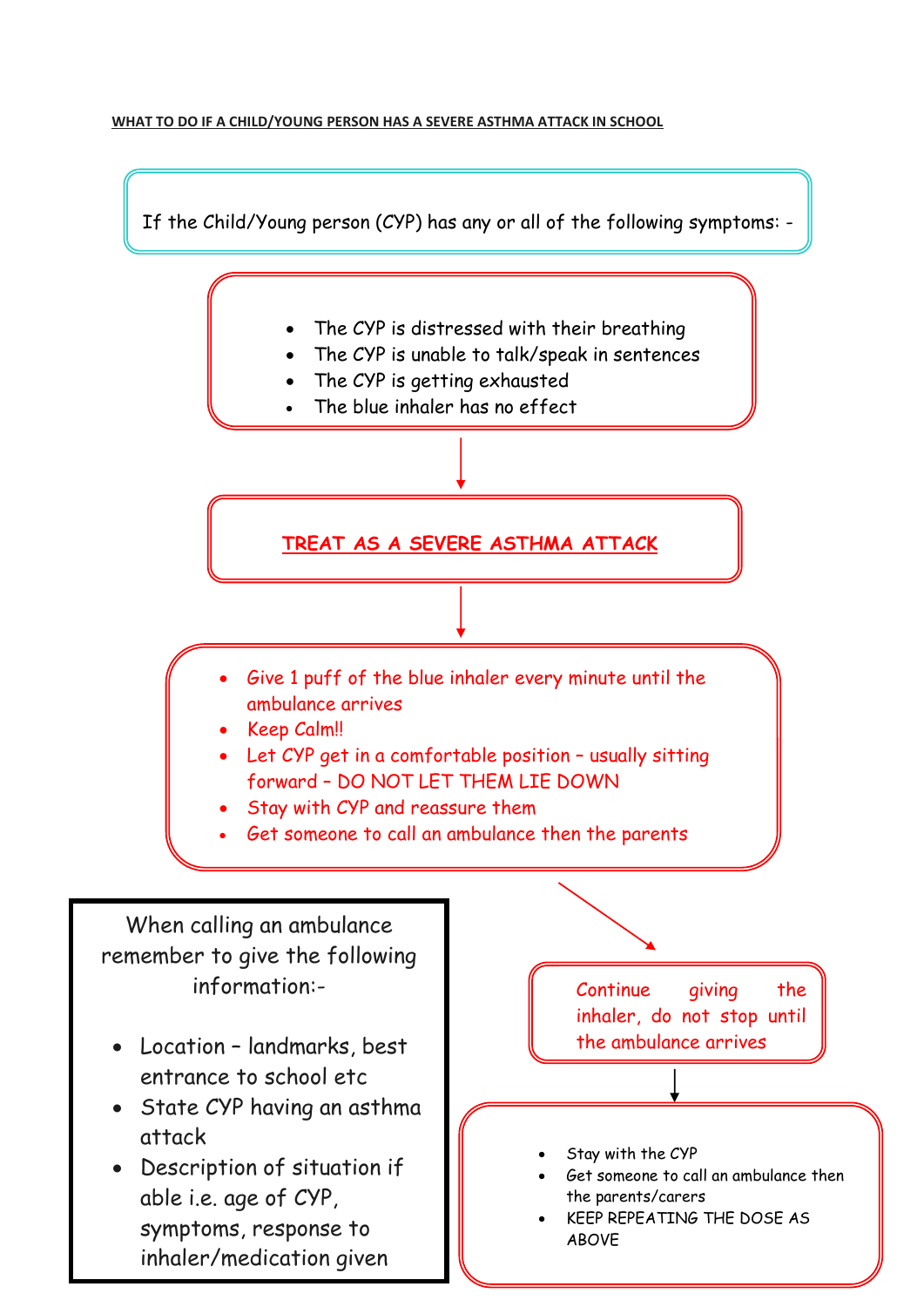**WHAT TO DO IF A CHILD/YOUNG PERSON HAS A SEVERE ASTHMA ATTACK IN SCHOOL**

If the Child/Young person (CYP) has any or all of the following symptoms: -

- The CYP is distressed with their breathing
- The CYP is unable to talk/speak in sentences
- The CYP is getting exhausted
- The blue inhaler has no effect

**TREAT AS A SEVERE ASTHMA ATTACK**

- Give 1 puff of the blue inhaler every minute until the ambulance arrives
- Keep Calm!!
- Let CYP get in a comfortable position – usually sitting forward – DO NOT LET THEM LIE DOWN
- Stay with CYP and reassure them
- Get someone to call an ambulance then the parents

Continue giving the inhaler, do not stop until the ambulance arrives

- Stay with the CYP
- Get someone to call an ambulance then the parents/carers
- KEEP REPEATING THE DOSE AS ABOVE

When calling an ambulance remember to give the following information:-

- Location – landmarks, best entrance to school etc
- State CYP having an asthma attack
- Description of situation if able i.e. age of CYP, symptoms, response to inhaler/medication given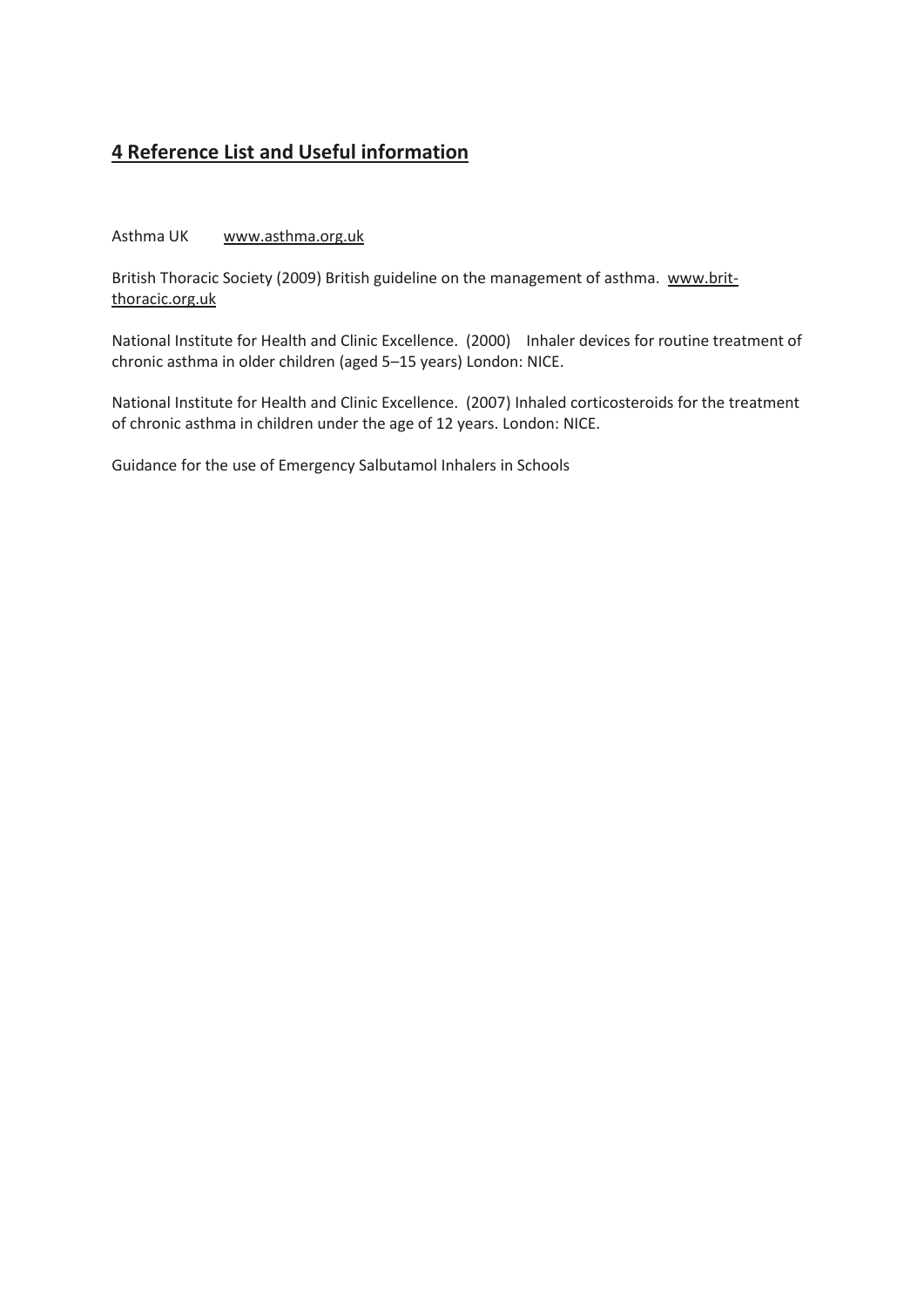## **4 Reference List and Useful information**

Asthma UK www.asthma.org.uk

British Thoracic Society (2009) British guideline on the management of asthma. www.brit-thoracic.org.uk

National Institute for Health and Clinic Excellence. (2000) Inhaler devices for routine treatment of chronic asthma in older children (aged 5–15 years) London: NICE.

National Institute for Health and Clinic Excellence. (2007) Inhaled corticosteroids for the treatment of chronic asthma in children under the age of 12 years. London: NICE.

Guidance for the use of Emergency Salbutamol Inhalers in Schools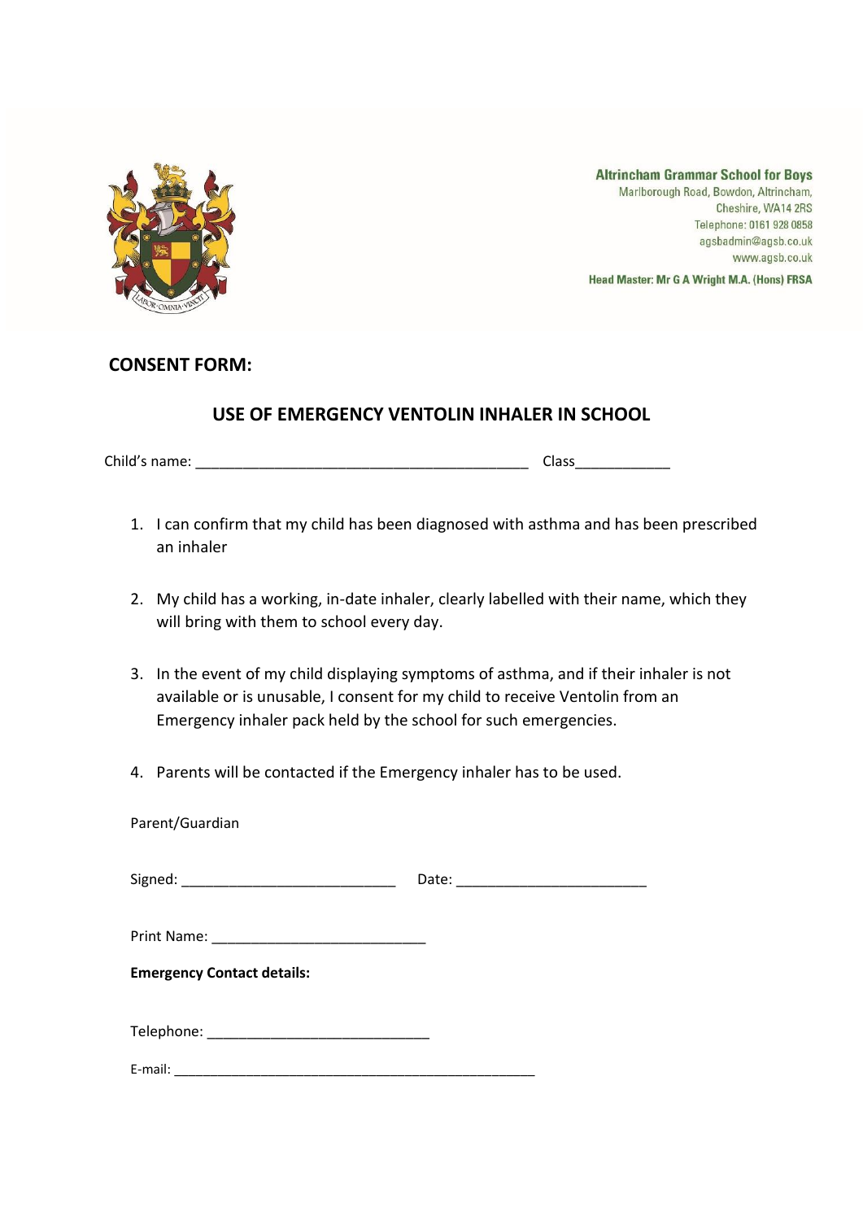Altrincham Grammar School for Boys
Marlborough Road, Bowdon, Altrincham,
Cheshire, WA14 2RS
Telephone: 0161 928 0858
agsbadmin@agsb.co.uk
www.agsb.co.uk

**Head Master: Mr G A Wright M.A. (Hons) FRSA**

## CONSENT FORM:

## USE OF EMERGENCY VENTOLIN INHALER IN SCHOOL

Child's name: __________________________________________ Class____________

1. I can confirm that my child has been diagnosed with asthma and has been prescribed an inhaler
2. My child has a working, in-date inhaler, clearly labelled with their name, which they will bring with them to school every day.
3. In the event of my child displaying symptoms of asthma, and if their inhaler is not available or is unusable, I consent for my child to receive Ventolin from an Emergency inhaler pack held by the school for such emergencies.
4. Parents will be contacted if the Emergency inhaler has to be used.

Parent/Guardian

Signed: ___________________________ Date: ________________________

Print Name: ___________________________

**Emergency Contact details:**

Telephone: ____________________________

E-mail: ______________________________________________